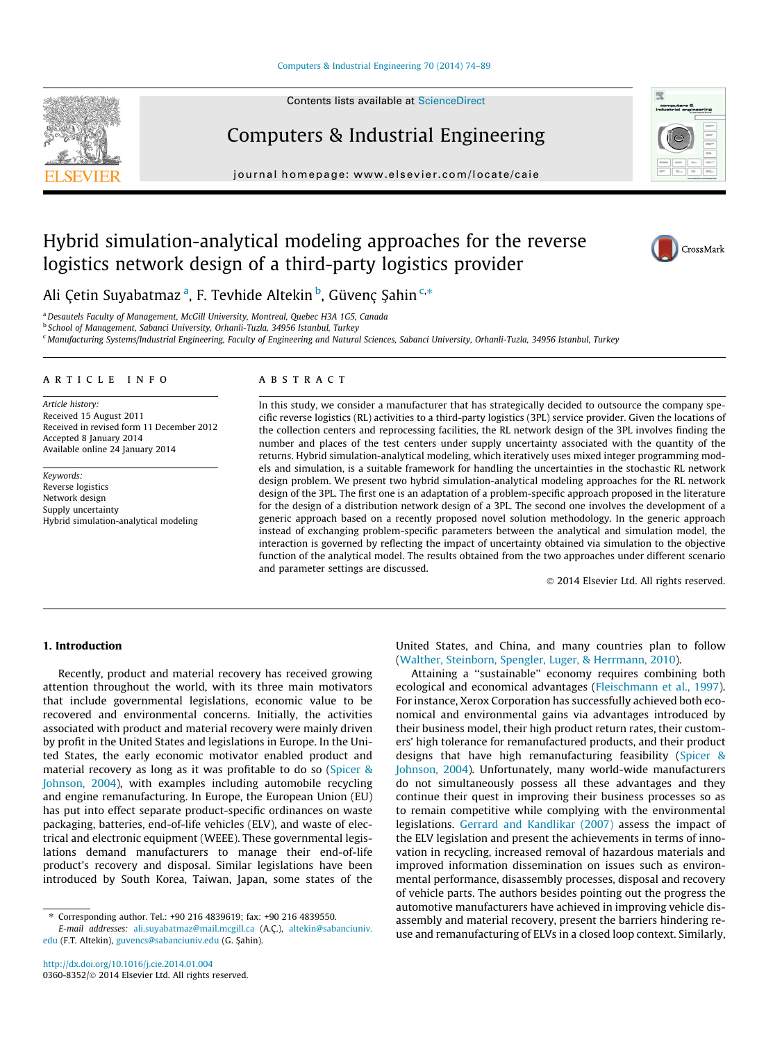# Hybrid simulation-analytical modeling approaches for the reverse logistics network design of a third-party logistics provider

Ali Çetin Suyabatmaz [a], F. Tevhide Altekin [b], Güvenç Şahin [c,*]

[a] Desautels Faculty of Management, McGill University, Montreal, Quebec H3A 1G5, Canada
[b] School of Management, Sabanci University, Orhanli-Tuzla, 34956 Istanbul, Turkey
[c] Manufacturing Systems/Industrial Engineering, Faculty of Engineering and Natural Sciences, Sabanci University, Orhanli-Tuzla, 34956 Istanbul, Turkey

## ARTICLE INFO

*Article history:*
Received 15 August 2011
Received in revised form 11 December 2012
Accepted 8 January 2014
Available online 24 January 2014

*Keywords:*
Reverse logistics
Network design
Supply uncertainty
Hybrid simulation-analytical modeling

## ABSTRACT

In this study, we consider a manufacturer that has strategically decided to outsource the company specific reverse logistics (RL) activities to a third-party logistics (3PL) service provider. Given the locations of the collection centers and reprocessing facilities, the RL network design of the 3PL involves finding the number and places of the test centers under supply uncertainty associated with the quantity of the returns. Hybrid simulation-analytical modeling, which iteratively uses mixed integer programming models and simulation, is a suitable framework for handling the uncertainties in the stochastic RL network design problem. We present two hybrid simulation-analytical modeling approaches for the RL network design of the 3PL. The first one is an adaptation of a problem-specific approach proposed in the literature for the design of a distribution network design of a 3PL. The second one involves the development of a generic approach based on a recently proposed novel solution methodology. In the generic approach instead of exchanging problem-specific parameters between the analytical and simulation model, the interaction is governed by reflecting the impact of uncertainty obtained via simulation to the objective function of the analytical model. The results obtained from the two approaches under different scenario and parameter settings are discussed.

© 2014 Elsevier Ltd. All rights reserved.

## 1. Introduction

Recently, product and material recovery has received growing attention throughout the world, with its three main motivators that include governmental legislations, economic value to be recovered and environmental concerns. Initially, the activities associated with product and material recovery were mainly driven by profit in the United States and legislations in Europe. In the United States, the early economic motivator enabled product and material recovery as long as it was profitable to do so (Spicer & Johnson, 2004), with examples including automobile recycling and engine remanufacturing. In Europe, the European Union (EU) has put into effect separate product-specific ordinances on waste packaging, batteries, end-of-life vehicles (ELV), and waste of electrical and electronic equipment (WEEE). These governmental legislations demand manufacturers to manage their end-of-life product's recovery and disposal. Similar legislations have been introduced by South Korea, Taiwan, Japan, some states of the United States, and China, and many countries plan to follow (Walther, Steinborn, Spengler, Luger, & Herrmann, 2010).

Attaining a "sustainable" economy requires combining both ecological and economical advantages (Fleischmann et al., 1997). For instance, Xerox Corporation has successfully achieved both economical and environmental gains via advantages introduced by their business model, their high product return rates, their customers' high tolerance for remanufactured products, and their product designs that have high remanufacturing feasibility (Spicer & Johnson, 2004). Unfortunately, many world-wide manufacturers do not simultaneously possess all these advantages and they continue their quest in improving their business processes so as to remain competitive while complying with the environmental legislations. Gerrard and Kandlikar (2007) assess the impact of the ELV legislation and present the achievements in terms of innovation in recycling, increased removal of hazardous materials and improved information dissemination on issues such as environmental performance, disassembly processes, disposal and recovery of vehicle parts. The authors besides pointing out the progress the automotive manufacturers have achieved in improving vehicle disassembly and material recovery, present the barriers hindering re-use and remanufacturing of ELVs in a closed loop context. Similarly,

---

* Corresponding author. Tel.: +90 216 4839619; fax: +90 216 4839550.
*E-mail addresses:* ali.suyabatmaz@mail.mcgill.ca (A.Ç.), altekin@sabanciuniv.edu (F.T. Altekin), guvencs@sabanciuniv.edu (G. Şahin).

http://dx.doi.org/10.1016/j.cie.2014.01.004
0360-8352/© 2014 Elsevier Ltd. All rights reserved.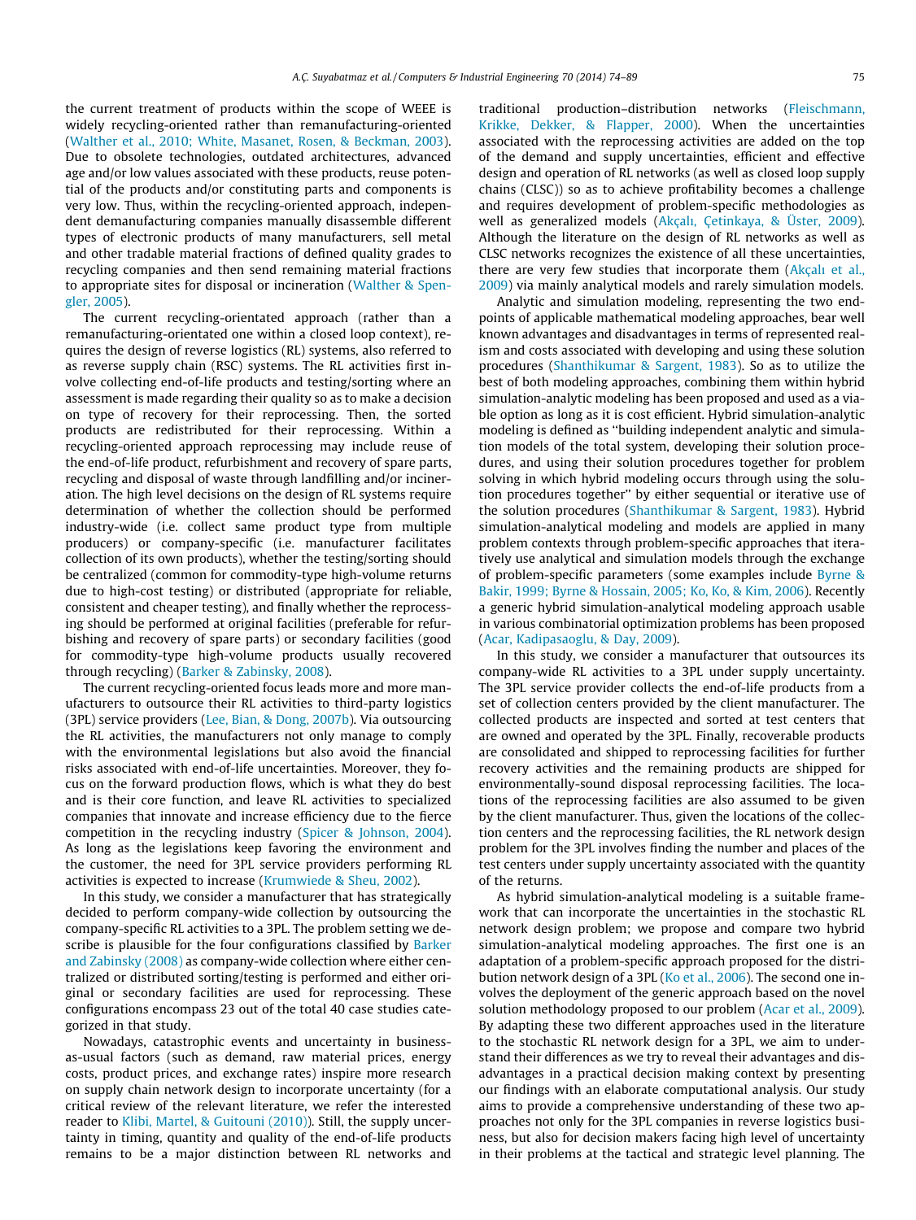the current treatment of products within the scope of WEEE is widely recycling-oriented rather than remanufacturing-oriented (Walther et al., 2010; White, Masanet, Rosen, & Beckman, 2003). Due to obsolete technologies, outdated architectures, advanced age and/or low values associated with these products, reuse potential of the products and/or constituting parts and components is very low. Thus, within the recycling-oriented approach, independent demanufacturing companies manually disassemble different types of electronic products of many manufacturers, sell metal and other tradable material fractions of defined quality grades to recycling companies and then send remaining material fractions to appropriate sites for disposal or incineration (Walther & Spengler, 2005).

The current recycling-orientated approach (rather than a remanufacturing-orientated one within a closed loop context), requires the design of reverse logistics (RL) systems, also referred to as reverse supply chain (RSC) systems. The RL activities first involve collecting end-of-life products and testing/sorting where an assessment is made regarding their quality so as to make a decision on type of recovery for their reprocessing. Then, the sorted products are redistributed for their reprocessing. Within a recycling-oriented approach reprocessing may include reuse of the end-of-life product, refurbishment and recovery of spare parts, recycling and disposal of waste through landfilling and/or incineration. The high level decisions on the design of RL systems require determination of whether the collection should be performed industry-wide (i.e. collect same product type from multiple producers) or company-specific (i.e. manufacturer facilitates collection of its own products), whether the testing/sorting should be centralized (common for commodity-type high-volume returns due to high-cost testing) or distributed (appropriate for reliable, consistent and cheaper testing), and finally whether the reprocessing should be performed at original facilities (preferable for refurbishing and recovery of spare parts) or secondary facilities (good for commodity-type high-volume products usually recovered through recycling) (Barker & Zabinsky, 2008).

The current recycling-oriented focus leads more and more manufacturers to outsource their RL activities to third-party logistics (3PL) service providers (Lee, Bian, & Dong, 2007b). Via outsourcing the RL activities, the manufacturers not only manage to comply with the environmental legislations but also avoid the financial risks associated with end-of-life uncertainties. Moreover, they focus on the forward production flows, which is what they do best and is their core function, and leave RL activities to specialized companies that innovate and increase efficiency due to the fierce competition in the recycling industry (Spicer & Johnson, 2004). As long as the legislations keep favoring the environment and the customer, the need for 3PL service providers performing RL activities is expected to increase (Krumwiede & Sheu, 2002).

In this study, we consider a manufacturer that has strategically decided to perform company-wide collection by outsourcing the company-specific RL activities to a 3PL. The problem setting we describe is plausible for the four configurations classified by Barker and Zabinsky (2008) as company-wide collection where either centralized or distributed sorting/testing is performed and either original or secondary facilities are used for reprocessing. These configurations encompass 23 out of the total 40 case studies categorized in that study.

Nowadays, catastrophic events and uncertainty in business-as-usual factors (such as demand, raw material prices, energy costs, product prices, and exchange rates) inspire more research on supply chain network design to incorporate uncertainty (for a critical review of the relevant literature, we refer the interested reader to Klibi, Martel, & Guitouni (2010)). Still, the supply uncertainty in timing, quantity and quality of the end-of-life products remains to be a major distinction between RL networks and traditional production–distribution networks (Fleischmann, Krikke, Dekker, & Flapper, 2000). When the uncertainties associated with the reprocessing activities are added on the top of the demand and supply uncertainties, efficient and effective design and operation of RL networks (as well as closed loop supply chains (CLSC)) so as to achieve profitability becomes a challenge and requires development of problem-specific methodologies as well as generalized models (Akçalı, Çetinkaya, & Üster, 2009). Although the literature on the design of RL networks as well as CLSC networks recognizes the existence of all these uncertainties, there are very few studies that incorporate them (Akçalı et al., 2009) via mainly analytical models and rarely simulation models.

Analytic and simulation modeling, representing the two endpoints of applicable mathematical modeling approaches, bear well known advantages and disadvantages in terms of represented realism and costs associated with developing and using these solution procedures (Shanthikumar & Sargent, 1983). So as to utilize the best of both modeling approaches, combining them within hybrid simulation-analytic modeling has been proposed and used as a viable option as long as it is cost efficient. Hybrid simulation-analytic modeling is defined as "building independent analytic and simulation models of the total system, developing their solution procedures, and using their solution procedures together for problem solving in which hybrid modeling occurs through using the solution procedures together" by either sequential or iterative use of the solution procedures (Shanthikumar & Sargent, 1983). Hybrid simulation-analytical modeling and models are applied in many problem contexts through problem-specific approaches that iteratively use analytical and simulation models through the exchange of problem-specific parameters (some examples include Byrne & Bakir, 1999; Byrne & Hossain, 2005; Ko, Ko, & Kim, 2006). Recently a generic hybrid simulation-analytical modeling approach usable in various combinatorial optimization problems has been proposed (Acar, Kadipasaoglu, & Day, 2009).

In this study, we consider a manufacturer that outsources its company-wide RL activities to a 3PL under supply uncertainty. The 3PL service provider collects the end-of-life products from a set of collection centers provided by the client manufacturer. The collected products are inspected and sorted at test centers that are owned and operated by the 3PL. Finally, recoverable products are consolidated and shipped to reprocessing facilities for further recovery activities and the remaining products are shipped for environmentally-sound disposal reprocessing facilities. The locations of the reprocessing facilities are also assumed to be given by the client manufacturer. Thus, given the locations of the collection centers and the reprocessing facilities, the RL network design problem for the 3PL involves finding the number and places of the test centers under supply uncertainty associated with the quantity of the returns.

As hybrid simulation-analytical modeling is a suitable framework that can incorporate the uncertainties in the stochastic RL network design problem; we propose and compare two hybrid simulation-analytical modeling approaches. The first one is an adaptation of a problem-specific approach proposed for the distribution network design of a 3PL (Ko et al., 2006). The second one involves the deployment of the generic approach based on the novel solution methodology proposed to our problem (Acar et al., 2009). By adapting these two different approaches used in the literature to the stochastic RL network design for a 3PL, we aim to understand their differences as we try to reveal their advantages and disadvantages in a practical decision making context by presenting our findings with an elaborate computational analysis. Our study aims to provide a comprehensive understanding of these two approaches not only for the 3PL companies in reverse logistics business, but also for decision makers facing high level of uncertainty in their problems at the tactical and strategic level planning. The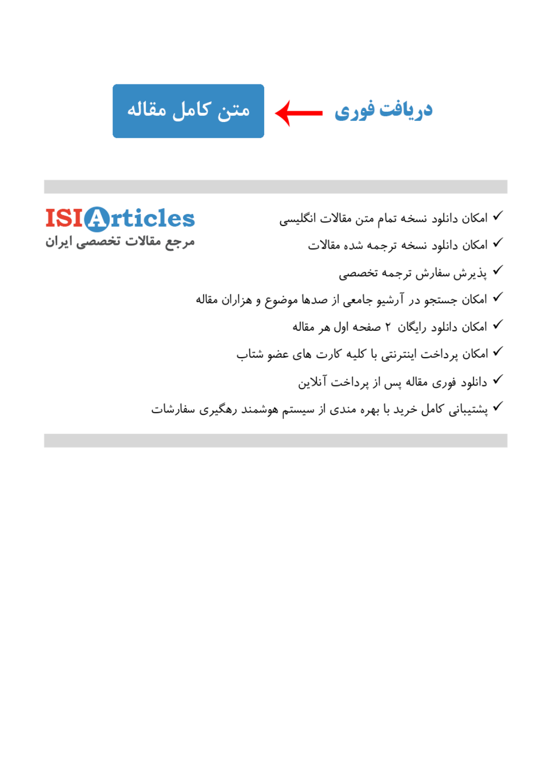دریافت فوری ← **متن کامل مقاله**

**ISIArticles**

مرجع مقالات تخصصی ایران

- ✓ امکان دانلود نسخه تمام متن مقالات انگلیسی
- ✓ امکان دانلود نسخه ترجمه شده مقالات
- ✓ پذیرش سفارش ترجمه تخصصی
- ✓ امکان جستجو در آرشیو جامعی از صدها موضوع و هزاران مقاله
- ✓ امکان دانلود رایگان ۲ صفحه اول هر مقاله
- ✓ امکان پرداخت اینترنتی با کلیه کارت های عضو شتاب
- ✓ دانلود فوری مقاله پس از پرداخت آنلاین
- ✓ پشتیبانی کامل خرید با بهره مندی از سیستم هوشمند رهگیری سفارشات